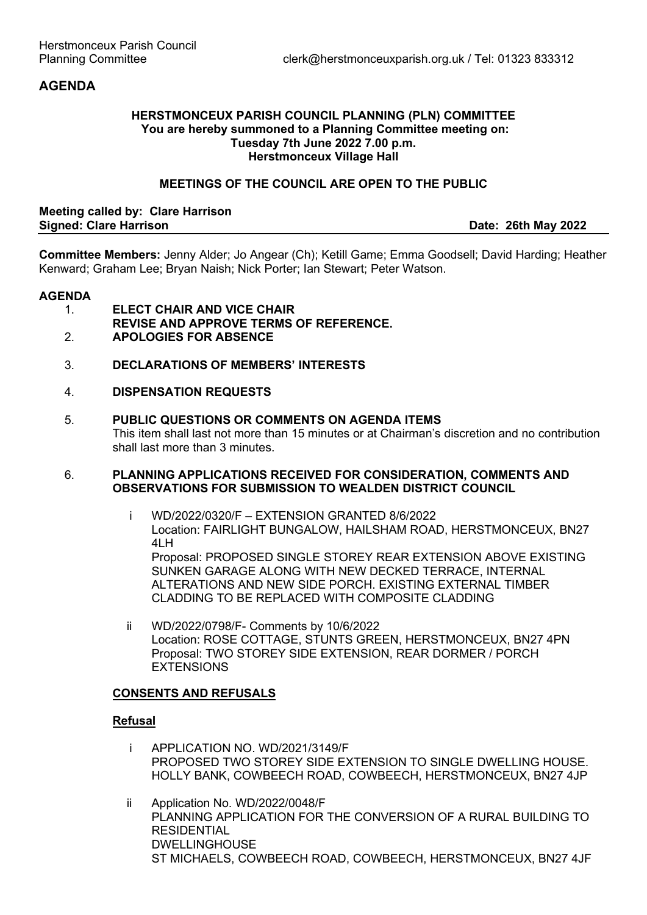Herstmonceux Parish Council
Planning Committee clerk@herstmonceuxparish.org.uk / Tel: 01323 833312

## AGENDA

**HERSTMONCEUX PARISH COUNCIL PLANNING (PLN) COMMITTEE**
**You are hereby summoned to a Planning Committee meeting on:**
**Tuesday 7th June 2022 7.00 p.m.**
**Herstmonceux Village Hall**

**MEETINGS OF THE COUNCIL ARE OPEN TO THE PUBLIC**

**Meeting called by: Clare Harrison**
**Signed: Clare Harrison** **Date: 26th May 2022**

**Committee Members:** Jenny Alder; Jo Angear (Ch); Ketill Game; Emma Goodsell; David Harding; Heather Kenward; Graham Lee; Bryan Naish; Nick Porter; Ian Stewart; Peter Watson.

**AGENDA**

1. **ELECT CHAIR AND VICE CHAIR**
   **REVISE AND APPROVE TERMS OF REFERENCE.**
2. **APOLOGIES FOR ABSENCE**
3. **DECLARATIONS OF MEMBERS' INTERESTS**
4. **DISPENSATION REQUESTS**
5. **PUBLIC QUESTIONS OR COMMENTS ON AGENDA ITEMS**
   This item shall last not more than 15 minutes or at Chairman's discretion and no contribution shall last more than 3 minutes.
6. **PLANNING APPLICATIONS RECEIVED FOR CONSIDERATION, COMMENTS AND OBSERVATIONS FOR SUBMISSION TO WEALDEN DISTRICT COUNCIL**

   i WD/2022/0320/F – EXTENSION GRANTED 8/6/2022
   Location: FAIRLIGHT BUNGALOW, HAILSHAM ROAD, HERSTMONCEUX, BN27 4LH
   Proposal: PROPOSED SINGLE STOREY REAR EXTENSION ABOVE EXISTING SUNKEN GARAGE ALONG WITH NEW DECKED TERRACE, INTERNAL ALTERATIONS AND NEW SIDE PORCH. EXISTING EXTERNAL TIMBER CLADDING TO BE REPLACED WITH COMPOSITE CLADDING

   ii WD/2022/0798/F- Comments by 10/6/2022
   Location: ROSE COTTAGE, STUNTS GREEN, HERSTMONCEUX, BN27 4PN
   Proposal: TWO STOREY SIDE EXTENSION, REAR DORMER / PORCH EXTENSIONS

   **CONSENTS AND REFUSALS**

   **Refusal**

   i APPLICATION NO. WD/2021/3149/F
   PROPOSED TWO STOREY SIDE EXTENSION TO SINGLE DWELLING HOUSE.
   HOLLY BANK, COWBEECH ROAD, COWBEECH, HERSTMONCEUX, BN27 4JP

   ii Application No. WD/2022/0048/F
   PLANNING APPLICATION FOR THE CONVERSION OF A RURAL BUILDING TO RESIDENTIAL
   DWELLINGHOUSE
   ST MICHAELS, COWBEECH ROAD, COWBEECH, HERSTMONCEUX, BN27 4JF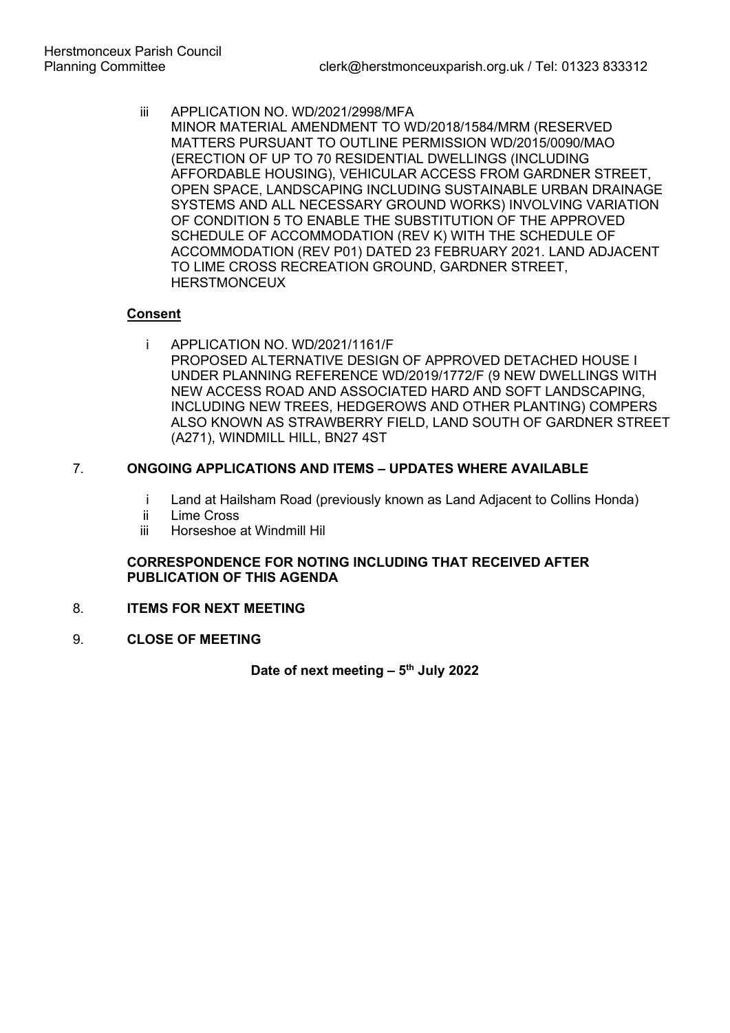iii APPLICATION NO. WD/2021/2998/MFA
MINOR MATERIAL AMENDMENT TO WD/2018/1584/MRM (RESERVED MATTERS PURSUANT TO OUTLINE PERMISSION WD/2015/0090/MAO (ERECTION OF UP TO 70 RESIDENTIAL DWELLINGS (INCLUDING AFFORDABLE HOUSING), VEHICULAR ACCESS FROM GARDNER STREET, OPEN SPACE, LANDSCAPING INCLUDING SUSTAINABLE URBAN DRAINAGE SYSTEMS AND ALL NECESSARY GROUND WORKS) INVOLVING VARIATION OF CONDITION 5 TO ENABLE THE SUBSTITUTION OF THE APPROVED SCHEDULE OF ACCOMMODATION (REV K) WITH THE SCHEDULE OF ACCOMMODATION (REV P01) DATED 23 FEBRUARY 2021. LAND ADJACENT TO LIME CROSS RECREATION GROUND, GARDNER STREET, HERSTMONCEUX

**Consent**

i APPLICATION NO. WD/2021/1161/F
PROPOSED ALTERNATIVE DESIGN OF APPROVED DETACHED HOUSE I UNDER PLANNING REFERENCE WD/2019/1772/F (9 NEW DWELLINGS WITH NEW ACCESS ROAD AND ASSOCIATED HARD AND SOFT LANDSCAPING, INCLUDING NEW TREES, HEDGEROWS AND OTHER PLANTING) COMPERS ALSO KNOWN AS STRAWBERRY FIELD, LAND SOUTH OF GARDNER STREET (A271), WINDMILL HILL, BN27 4ST

7. **ONGOING APPLICATIONS AND ITEMS – UPDATES WHERE AVAILABLE**

i Land at Hailsham Road (previously known as Land Adjacent to Collins Honda)
ii Lime Cross
iii Horseshoe at Windmill Hil

**CORRESPONDENCE FOR NOTING INCLUDING THAT RECEIVED AFTER PUBLICATION OF THIS AGENDA**

8. **ITEMS FOR NEXT MEETING**

9. **CLOSE OF MEETING**

**Date of next meeting – 5th July 2022**